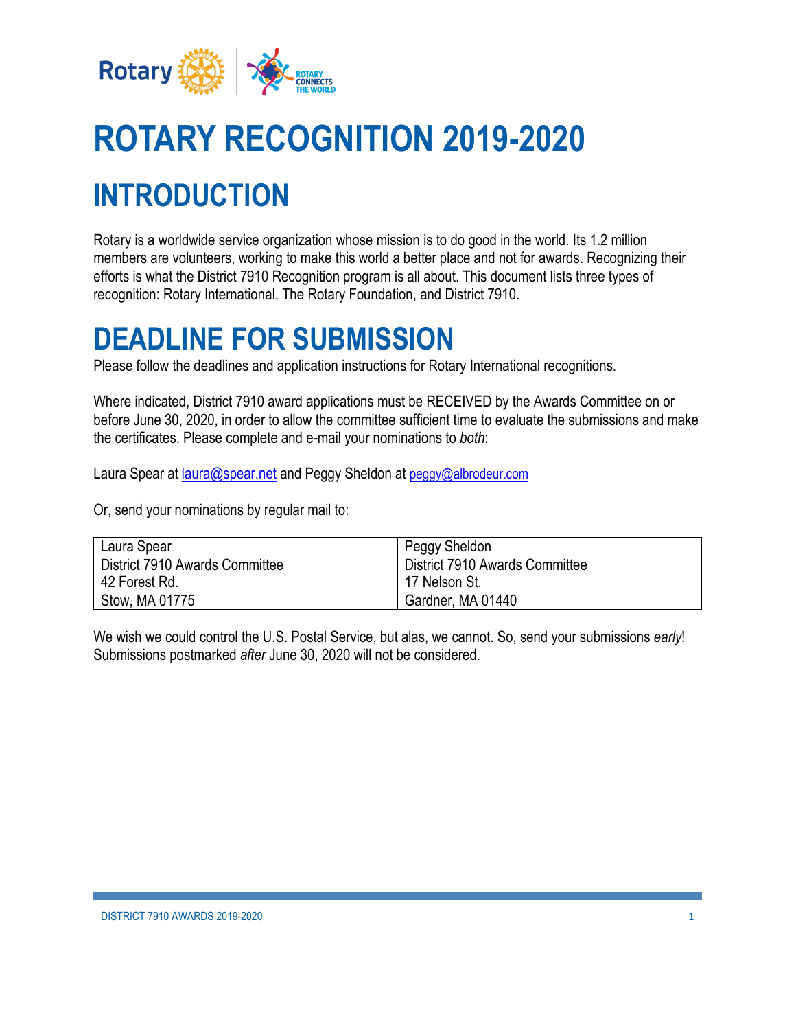# ROTARY RECOGNITION 2019-2020

# INTRODUCTION

Rotary is a worldwide service organization whose mission is to do good in the world. Its 1.2 million members are volunteers, working to make this world a better place and not for awards. Recognizing their efforts is what the District 7910 Recognition program is all about. This document lists three types of recognition: Rotary International, The Rotary Foundation, and District 7910.

# DEADLINE FOR SUBMISSION

Please follow the deadlines and application instructions for Rotary International recognitions.

Where indicated, District 7910 award applications must be RECEIVED by the Awards Committee on or before June 30, 2020, in order to allow the committee sufficient time to evaluate the submissions and make the certificates. Please complete and e-mail your nominations to *both*:

Laura Spear at laura@spear.net and Peggy Sheldon at peggy@albrodeur.com

Or, send your nominations by regular mail to:

| Laura Spear<br>District 7910 Awards Committee<br>42 Forest Rd.<br>Stow, MA 01775 | Peggy Sheldon<br>District 7910 Awards Committee<br>17 Nelson St.<br>Gardner, MA 01440 |
|---|---|

We wish we could control the U.S. Postal Service, but alas, we cannot. So, send your submissions *early*! Submissions postmarked *after* June 30, 2020 will not be considered.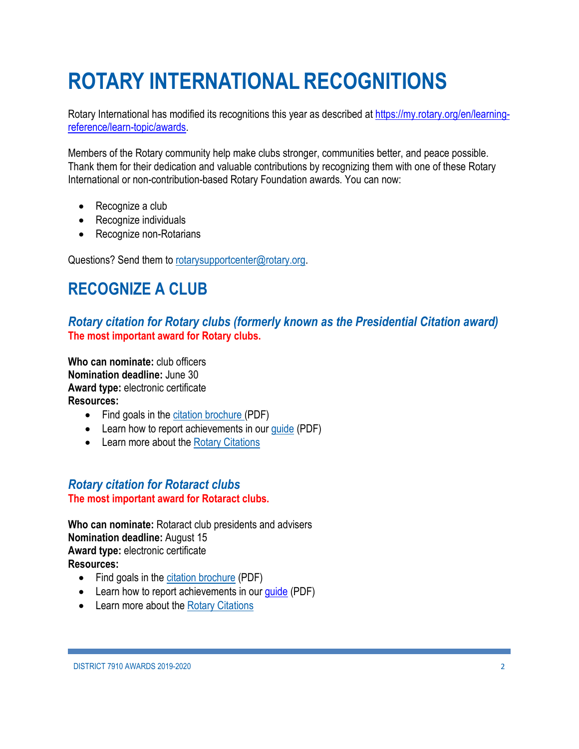# ROTARY INTERNATIONAL RECOGNITIONS

Rotary International has modified its recognitions this year as described at https://my.rotary.org/en/learning-reference/learn-topic/awards.

Members of the Rotary community help make clubs stronger, communities better, and peace possible. Thank them for their dedication and valuable contributions by recognizing them with one of these Rotary International or non-contribution-based Rotary Foundation awards. You can now:

- Recognize a club
- Recognize individuals
- Recognize non-Rotarians

Questions? Send them to rotarysupportcenter@rotary.org.

## RECOGNIZE A CLUB

### *Rotary citation for Rotary clubs (formerly known as the Presidential Citation award)*

**The most important award for Rotary clubs.**

**Who can nominate:** club officers
**Nomination deadline:** June 30
**Award type:** electronic certificate
**Resources:**

- Find goals in the citation brochure (PDF)
- Learn how to report achievements in our guide (PDF)
- Learn more about the Rotary Citations

### *Rotary citation for Rotaract clubs*

**The most important award for Rotaract clubs.**

**Who can nominate:** Rotaract club presidents and advisers
**Nomination deadline:** August 15
**Award type:** electronic certificate
**Resources:**

- Find goals in the citation brochure (PDF)
- Learn how to report achievements in our guide (PDF)
- Learn more about the Rotary Citations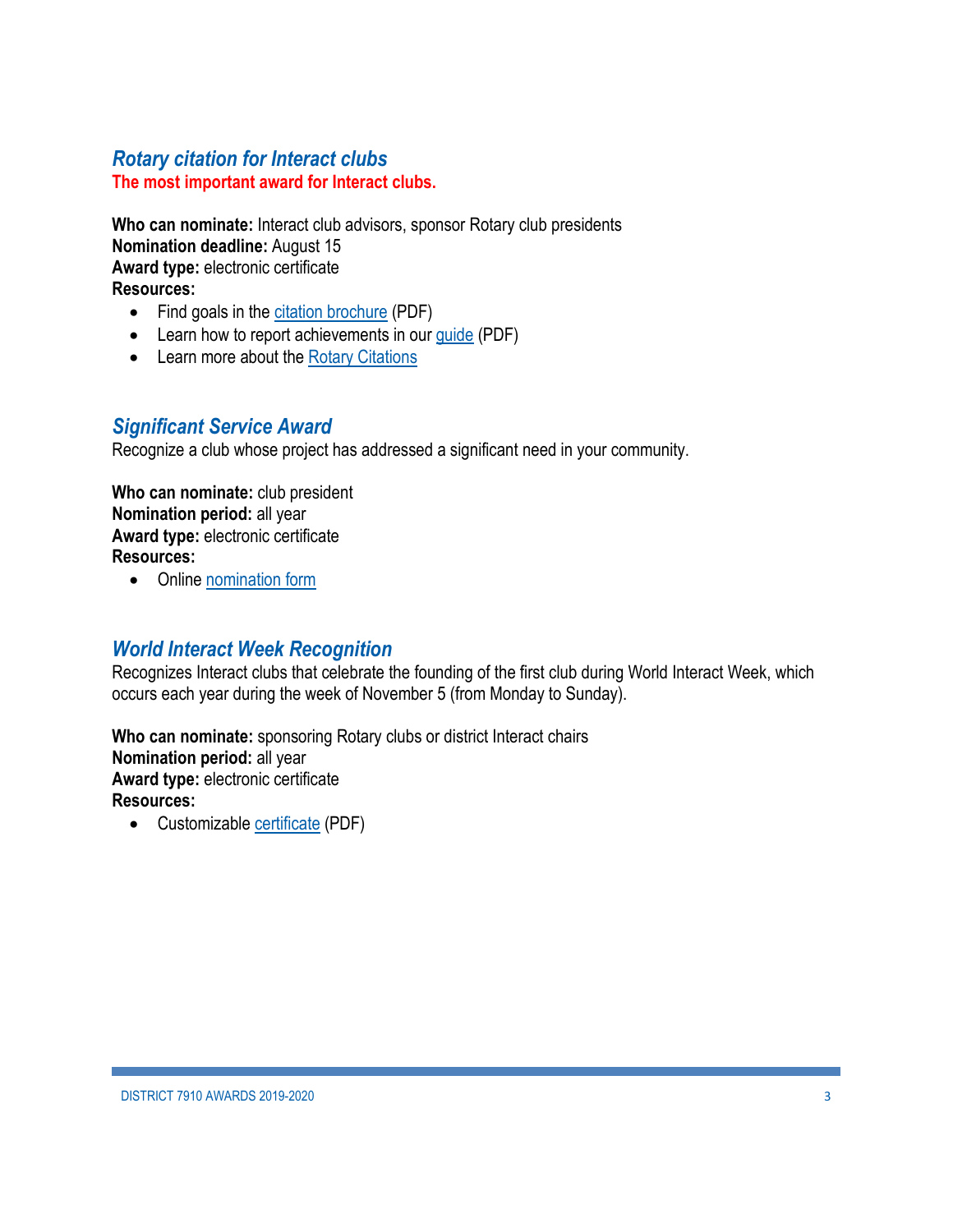### *Rotary citation for Interact clubs*

**The most important award for Interact clubs.**

**Who can nominate:** Interact club advisors, sponsor Rotary club presidents
**Nomination deadline:** August 15
**Award type:** electronic certificate
**Resources:**

- Find goals in the citation brochure (PDF)
- Learn how to report achievements in our guide (PDF)
- Learn more about the Rotary Citations

### *Significant Service Award*

Recognize a club whose project has addressed a significant need in your community.

**Who can nominate:** club president
**Nomination period:** all year
**Award type:** electronic certificate
**Resources:**

- Online nomination form

### *World Interact Week Recognition*

Recognizes Interact clubs that celebrate the founding of the first club during World Interact Week, which occurs each year during the week of November 5 (from Monday to Sunday).

**Who can nominate:** sponsoring Rotary clubs or district Interact chairs
**Nomination period:** all year
**Award type:** electronic certificate
**Resources:**

- Customizable certificate (PDF)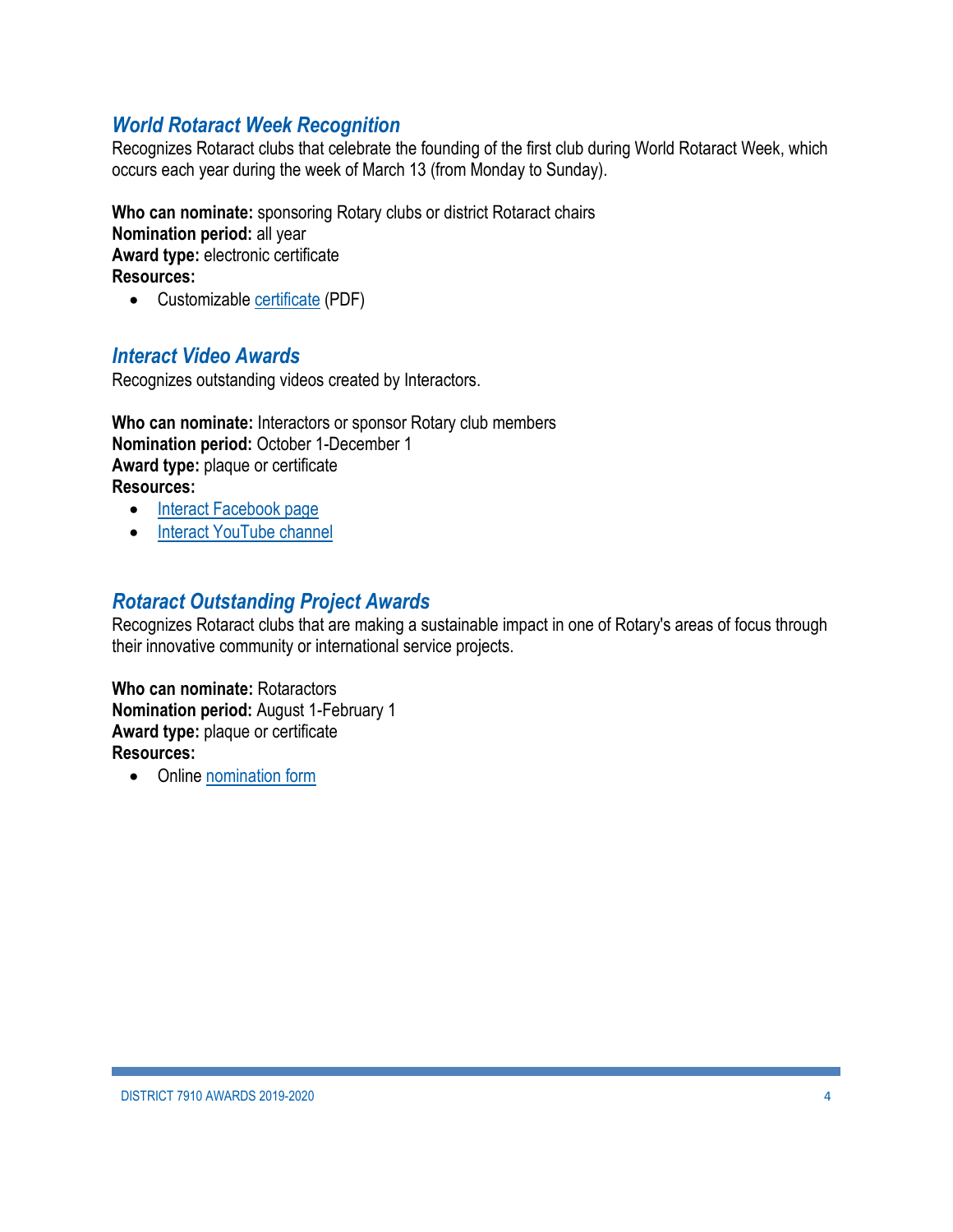### *World Rotaract Week Recognition*

Recognizes Rotaract clubs that celebrate the founding of the first club during World Rotaract Week, which occurs each year during the week of March 13 (from Monday to Sunday).

**Who can nominate:** sponsoring Rotary clubs or district Rotaract chairs
**Nomination period:** all year
**Award type:** electronic certificate
**Resources:**

- Customizable certificate (PDF)

### *Interact Video Awards*

Recognizes outstanding videos created by Interactors.

**Who can nominate:** Interactors or sponsor Rotary club members
**Nomination period:** October 1-December 1
**Award type:** plaque or certificate
**Resources:**

- Interact Facebook page
- Interact YouTube channel

### *Rotaract Outstanding Project Awards*

Recognizes Rotaract clubs that are making a sustainable impact in one of Rotary's areas of focus through their innovative community or international service projects.

**Who can nominate:** Rotaractors
**Nomination period:** August 1-February 1
**Award type:** plaque or certificate
**Resources:**

- Online nomination form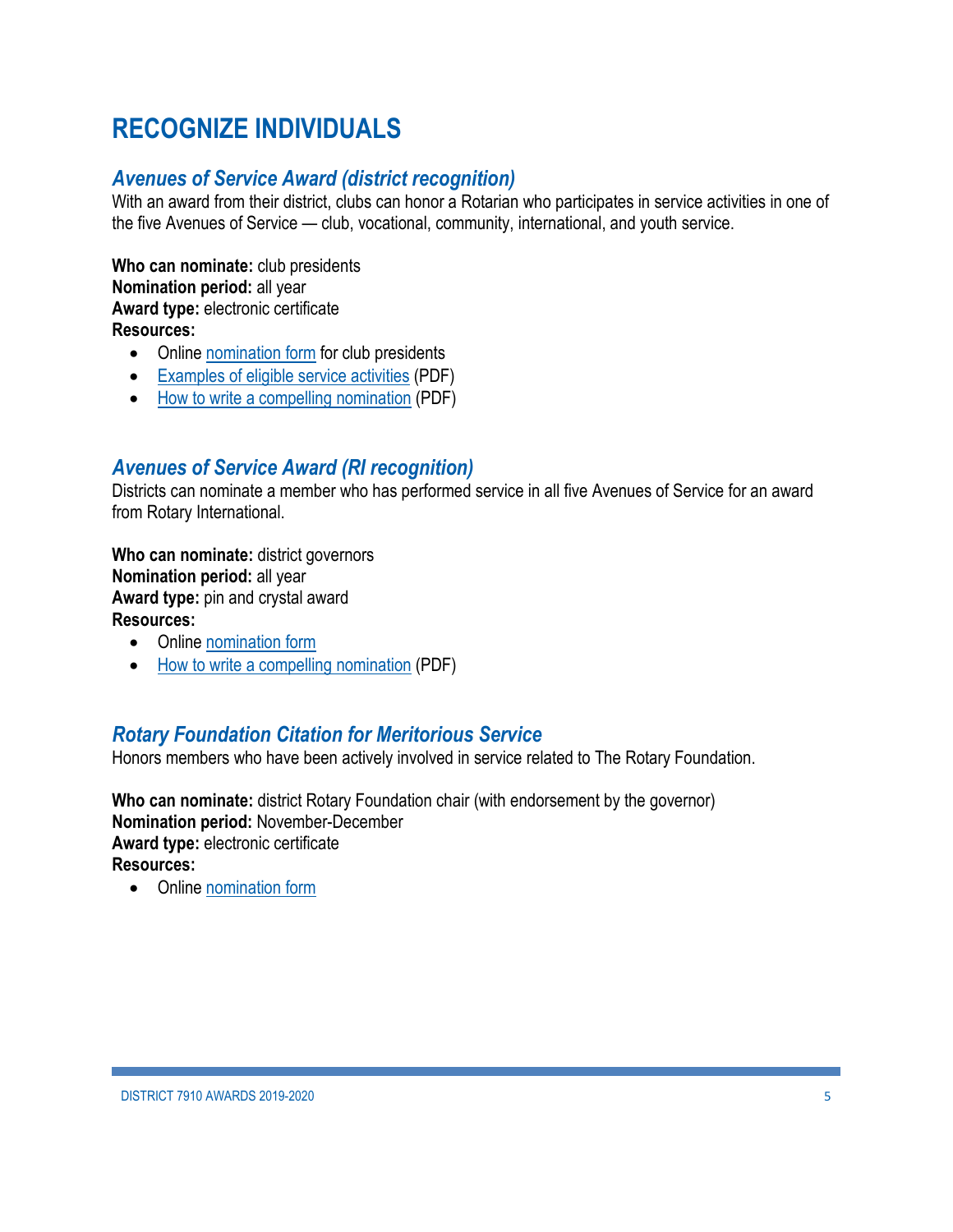# RECOGNIZE INDIVIDUALS

## *Avenues of Service Award (district recognition)*

With an award from their district, clubs can honor a Rotarian who participates in service activities in one of the five Avenues of Service — club, vocational, community, international, and youth service.

**Who can nominate:** club presidents
**Nomination period:** all year
**Award type:** electronic certificate
**Resources:**

- Online nomination form for club presidents
- Examples of eligible service activities (PDF)
- How to write a compelling nomination (PDF)

## *Avenues of Service Award (RI recognition)*

Districts can nominate a member who has performed service in all five Avenues of Service for an award from Rotary International.

**Who can nominate:** district governors
**Nomination period:** all year
**Award type:** pin and crystal award
**Resources:**

- Online nomination form
- How to write a compelling nomination (PDF)

## *Rotary Foundation Citation for Meritorious Service*

Honors members who have been actively involved in service related to The Rotary Foundation.

**Who can nominate:** district Rotary Foundation chair (with endorsement by the governor)
**Nomination period:** November-December
**Award type:** electronic certificate
**Resources:**

- Online nomination form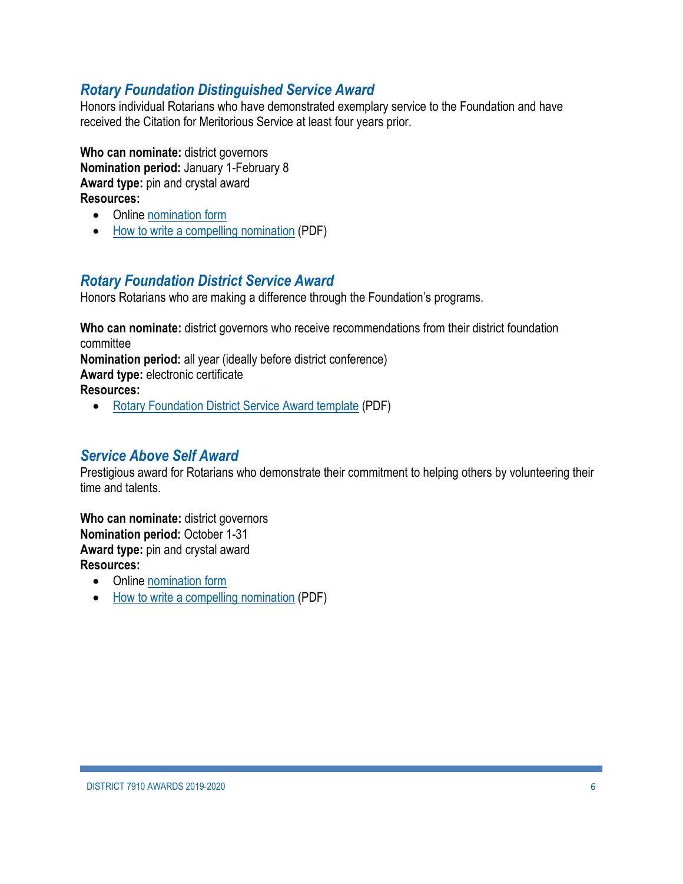## *Rotary Foundation Distinguished Service Award*

Honors individual Rotarians who have demonstrated exemplary service to the Foundation and have received the Citation for Meritorious Service at least four years prior.

**Who can nominate:** district governors
**Nomination period:** January 1-February 8
**Award type:** pin and crystal award
**Resources:**

- Online nomination form
- How to write a compelling nomination (PDF)

## *Rotary Foundation District Service Award*

Honors Rotarians who are making a difference through the Foundation's programs.

**Who can nominate:** district governors who receive recommendations from their district foundation committee
**Nomination period:** all year (ideally before district conference)
**Award type:** electronic certificate
**Resources:**

- Rotary Foundation District Service Award template (PDF)

## *Service Above Self Award*

Prestigious award for Rotarians who demonstrate their commitment to helping others by volunteering their time and talents.

**Who can nominate:** district governors
**Nomination period:** October 1-31
**Award type:** pin and crystal award
**Resources:**

- Online nomination form
- How to write a compelling nomination (PDF)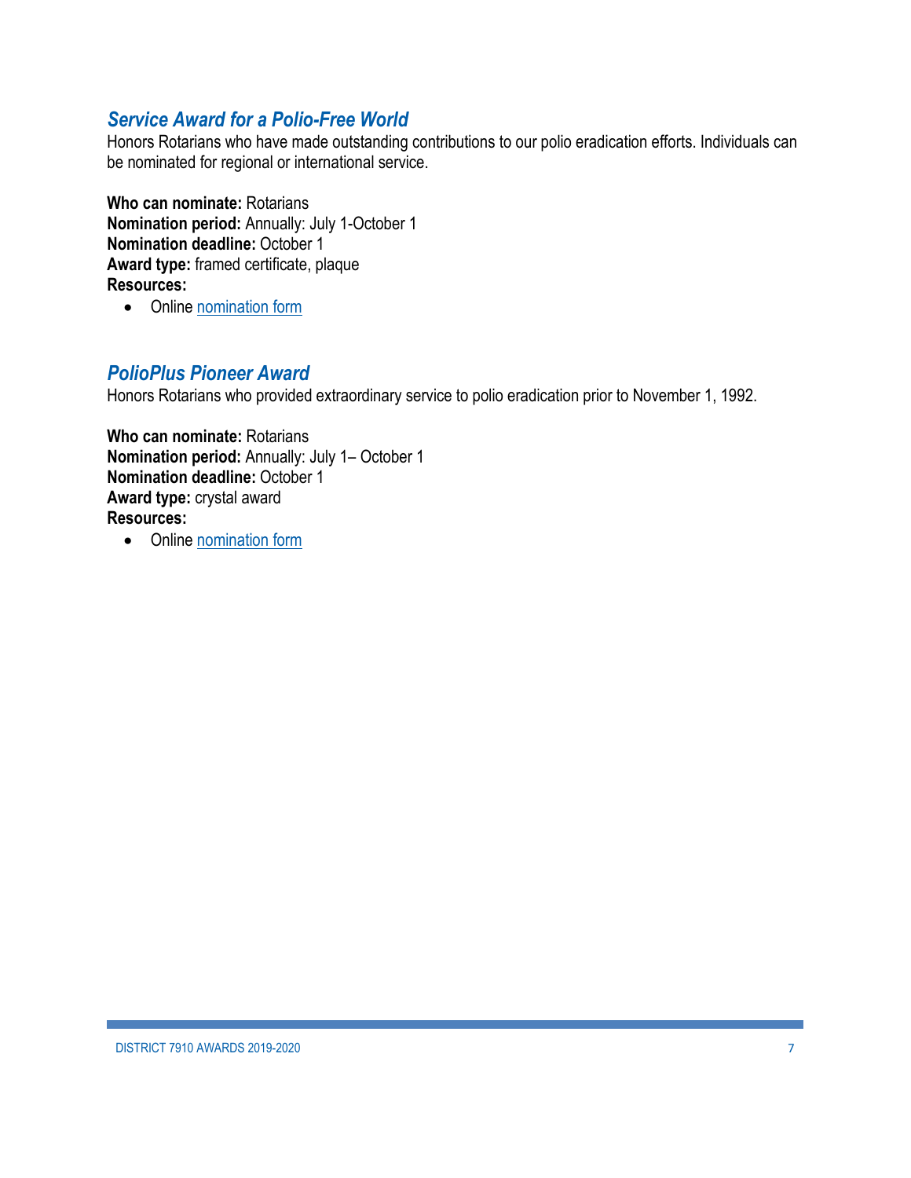## *Service Award for a Polio-Free World*

Honors Rotarians who have made outstanding contributions to our polio eradication efforts. Individuals can be nominated for regional or international service.

**Who can nominate:** Rotarians
**Nomination period:** Annually: July 1-October 1
**Nomination deadline:** October 1
**Award type:** framed certificate, plaque
**Resources:**

- Online nomination form

## *PolioPlus Pioneer Award*

Honors Rotarians who provided extraordinary service to polio eradication prior to November 1, 1992.

**Who can nominate:** Rotarians
**Nomination period:** Annually: July 1– October 1
**Nomination deadline:** October 1
**Award type:** crystal award
**Resources:**

- Online nomination form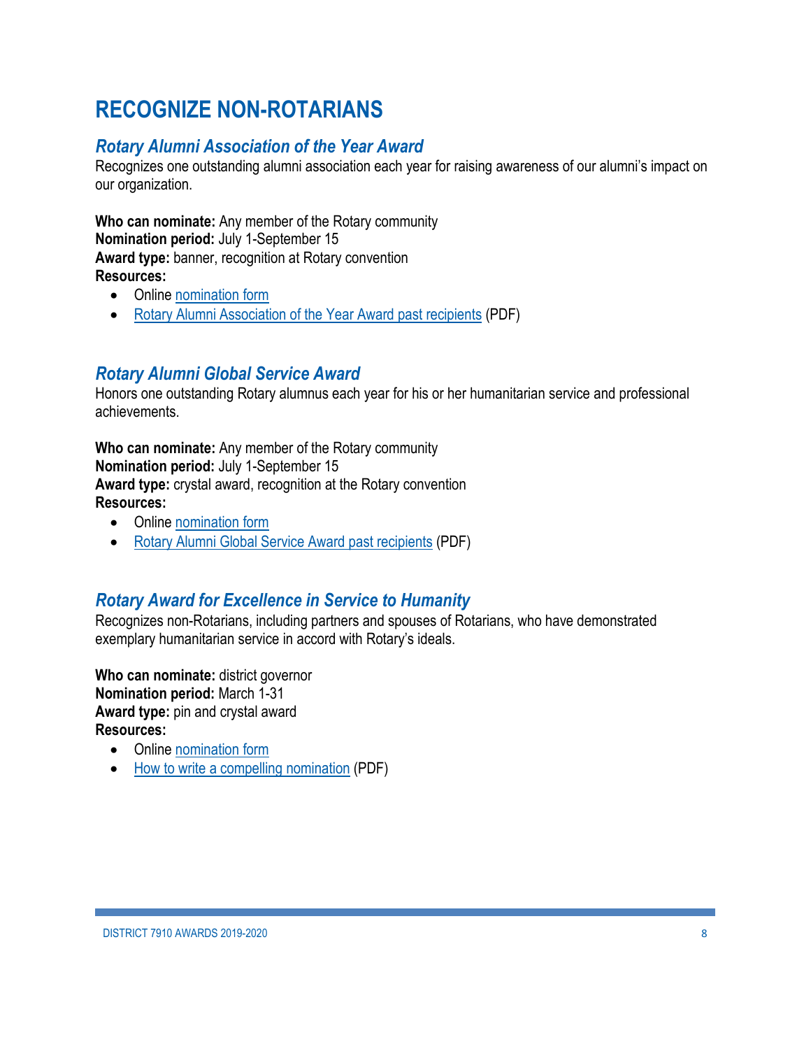# RECOGNIZE NON-ROTARIANS

## *Rotary Alumni Association of the Year Award*

Recognizes one outstanding alumni association each year for raising awareness of our alumni's impact on our organization.

**Who can nominate:** Any member of the Rotary community
**Nomination period:** July 1-September 15
**Award type:** banner, recognition at Rotary convention
**Resources:**

- Online nomination form
- Rotary Alumni Association of the Year Award past recipients (PDF)

## *Rotary Alumni Global Service Award*

Honors one outstanding Rotary alumnus each year for his or her humanitarian service and professional achievements.

**Who can nominate:** Any member of the Rotary community
**Nomination period:** July 1-September 15
**Award type:** crystal award, recognition at the Rotary convention
**Resources:**

- Online nomination form
- Rotary Alumni Global Service Award past recipients (PDF)

## *Rotary Award for Excellence in Service to Humanity*

Recognizes non-Rotarians, including partners and spouses of Rotarians, who have demonstrated exemplary humanitarian service in accord with Rotary's ideals.

**Who can nominate:** district governor
**Nomination period:** March 1-31
**Award type:** pin and crystal award
**Resources:**

- Online nomination form
- How to write a compelling nomination (PDF)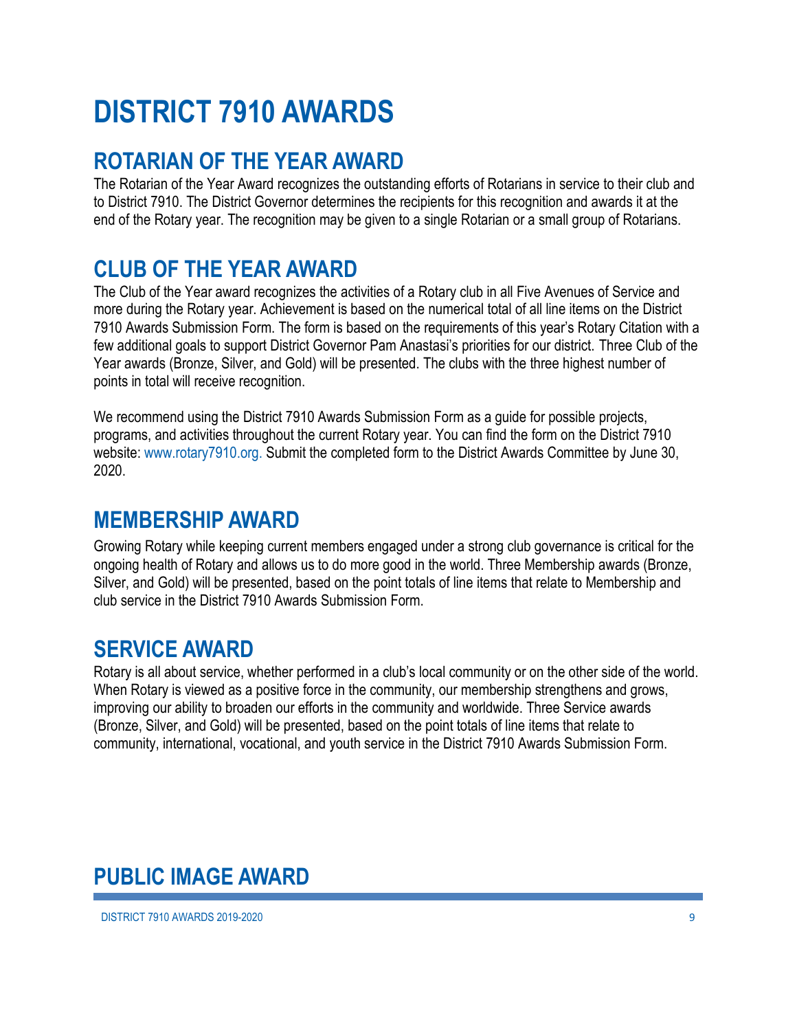# DISTRICT 7910 AWARDS

## ROTARIAN OF THE YEAR AWARD

The Rotarian of the Year Award recognizes the outstanding efforts of Rotarians in service to their club and to District 7910. The District Governor determines the recipients for this recognition and awards it at the end of the Rotary year. The recognition may be given to a single Rotarian or a small group of Rotarians.

## CLUB OF THE YEAR AWARD

The Club of the Year award recognizes the activities of a Rotary club in all Five Avenues of Service and more during the Rotary year. Achievement is based on the numerical total of all line items on the District 7910 Awards Submission Form. The form is based on the requirements of this year's Rotary Citation with a few additional goals to support District Governor Pam Anastasi's priorities for our district. Three Club of the Year awards (Bronze, Silver, and Gold) will be presented. The clubs with the three highest number of points in total will receive recognition.

We recommend using the District 7910 Awards Submission Form as a guide for possible projects, programs, and activities throughout the current Rotary year. You can find the form on the District 7910 website: www.rotary7910.org. Submit the completed form to the District Awards Committee by June 30, 2020.

## MEMBERSHIP AWARD

Growing Rotary while keeping current members engaged under a strong club governance is critical for the ongoing health of Rotary and allows us to do more good in the world. Three Membership awards (Bronze, Silver, and Gold) will be presented, based on the point totals of line items that relate to Membership and club service in the District 7910 Awards Submission Form.

## SERVICE AWARD

Rotary is all about service, whether performed in a club's local community or on the other side of the world. When Rotary is viewed as a positive force in the community, our membership strengthens and grows, improving our ability to broaden our efforts in the community and worldwide. Three Service awards (Bronze, Silver, and Gold) will be presented, based on the point totals of line items that relate to community, international, vocational, and youth service in the District 7910 Awards Submission Form.

## PUBLIC IMAGE AWARD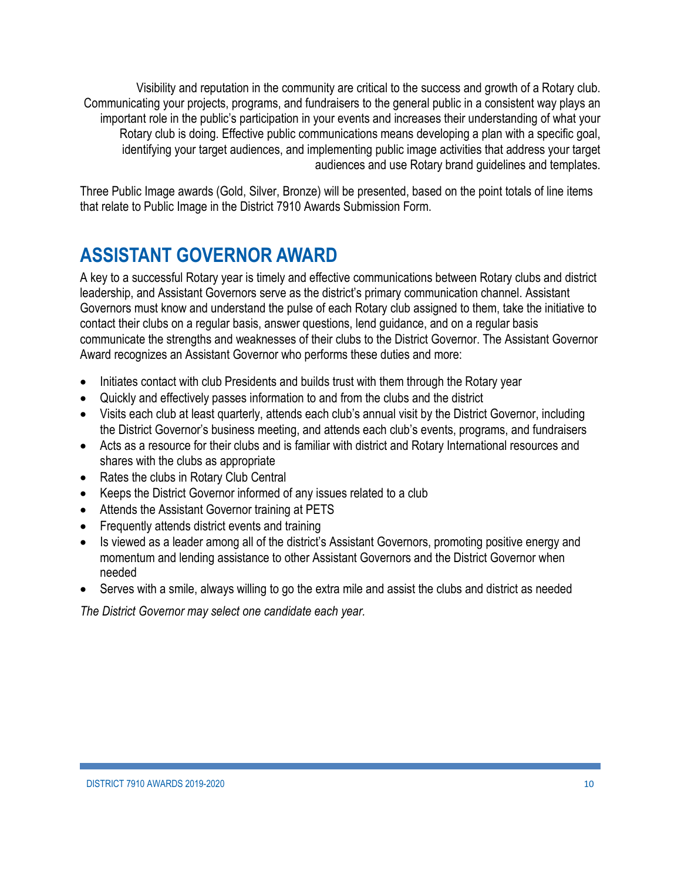Visibility and reputation in the community are critical to the success and growth of a Rotary club. Communicating your projects, programs, and fundraisers to the general public in a consistent way plays an important role in the public's participation in your events and increases their understanding of what your Rotary club is doing. Effective public communications means developing a plan with a specific goal, identifying your target audiences, and implementing public image activities that address your target audiences and use Rotary brand guidelines and templates.

Three Public Image awards (Gold, Silver, Bronze) will be presented, based on the point totals of line items that relate to Public Image in the District 7910 Awards Submission Form.

## ASSISTANT GOVERNOR AWARD

A key to a successful Rotary year is timely and effective communications between Rotary clubs and district leadership, and Assistant Governors serve as the district's primary communication channel. Assistant Governors must know and understand the pulse of each Rotary club assigned to them, take the initiative to contact their clubs on a regular basis, answer questions, lend guidance, and on a regular basis communicate the strengths and weaknesses of their clubs to the District Governor. The Assistant Governor Award recognizes an Assistant Governor who performs these duties and more:

- Initiates contact with club Presidents and builds trust with them through the Rotary year
- Quickly and effectively passes information to and from the clubs and the district
- Visits each club at least quarterly, attends each club's annual visit by the District Governor, including the District Governor's business meeting, and attends each club's events, programs, and fundraisers
- Acts as a resource for their clubs and is familiar with district and Rotary International resources and shares with the clubs as appropriate
- Rates the clubs in Rotary Club Central
- Keeps the District Governor informed of any issues related to a club
- Attends the Assistant Governor training at PETS
- Frequently attends district events and training
- Is viewed as a leader among all of the district's Assistant Governors, promoting positive energy and momentum and lending assistance to other Assistant Governors and the District Governor when needed
- Serves with a smile, always willing to go the extra mile and assist the clubs and district as needed

*The District Governor may select one candidate each year.*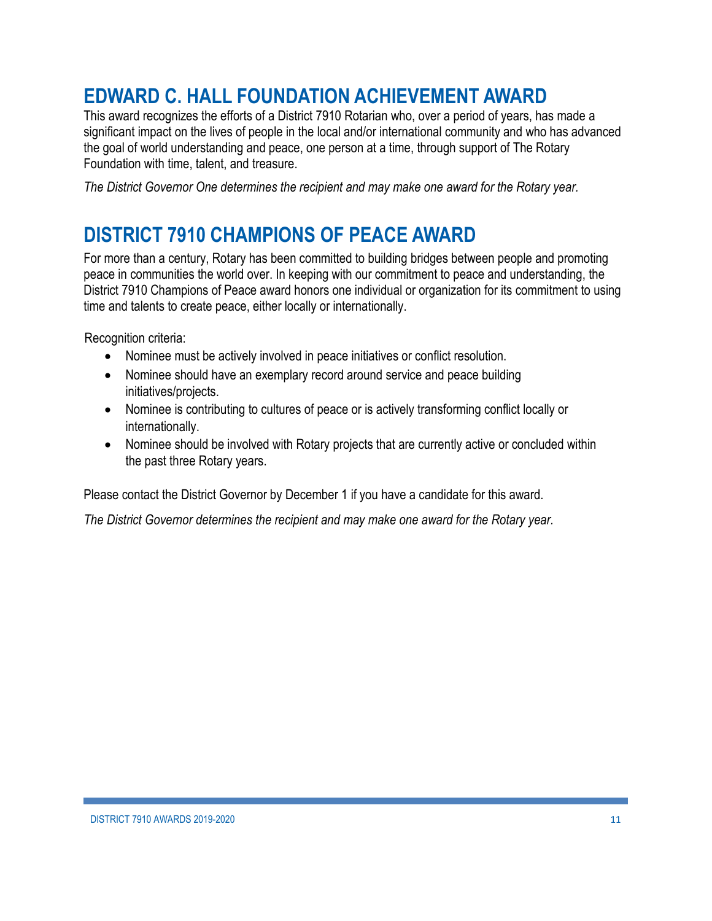## EDWARD C. HALL FOUNDATION ACHIEVEMENT AWARD

This award recognizes the efforts of a District 7910 Rotarian who, over a period of years, has made a significant impact on the lives of people in the local and/or international community and who has advanced the goal of world understanding and peace, one person at a time, through support of The Rotary Foundation with time, talent, and treasure.

*The District Governor One determines the recipient and may make one award for the Rotary year.*

## DISTRICT 7910 CHAMPIONS OF PEACE AWARD

For more than a century, Rotary has been committed to building bridges between people and promoting peace in communities the world over. In keeping with our commitment to peace and understanding, the District 7910 Champions of Peace award honors one individual or organization for its commitment to using time and talents to create peace, either locally or internationally.

Recognition criteria:

- Nominee must be actively involved in peace initiatives or conflict resolution.
- Nominee should have an exemplary record around service and peace building initiatives/projects.
- Nominee is contributing to cultures of peace or is actively transforming conflict locally or internationally.
- Nominee should be involved with Rotary projects that are currently active or concluded within the past three Rotary years.

Please contact the District Governor by December 1 if you have a candidate for this award.

*The District Governor determines the recipient and may make one award for the Rotary year.*